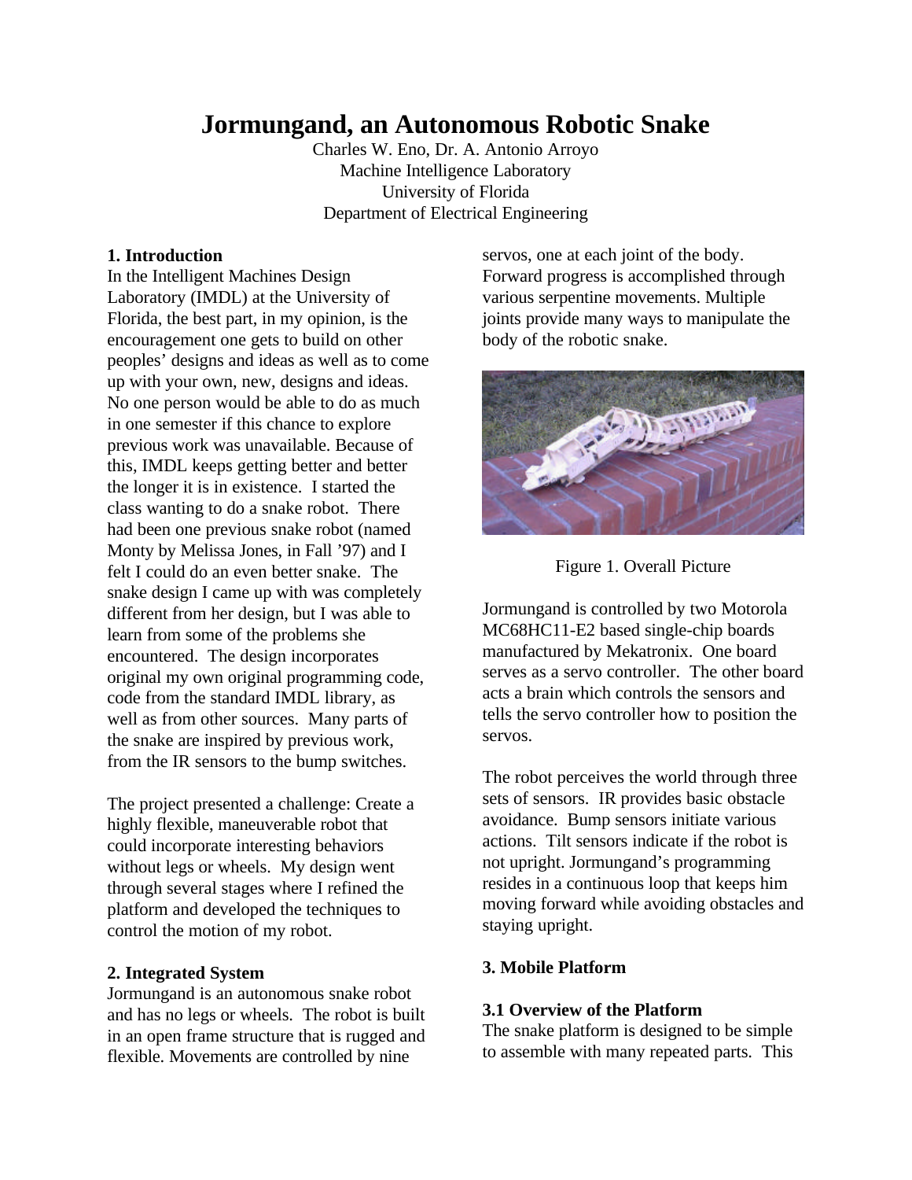# Jormungand, an Autonomous Robotic Snake

Charles W. Eno, Dr. A. Antonio Arroyo
Machine Intelligence Laboratory
University of Florida
Department of Electrical Engineering

## 1. Introduction

In the Intelligent Machines Design Laboratory (IMDL) at the University of Florida, the best part, in my opinion, is the encouragement one gets to build on other peoples' designs and ideas as well as to come up with your own, new, designs and ideas. No one person would be able to do as much in one semester if this chance to explore previous work was unavailable. Because of this, IMDL keeps getting better and better the longer it is in existence. I started the class wanting to do a snake robot. There had been one previous snake robot (named Monty by Melissa Jones, in Fall '97) and I felt I could do an even better snake. The snake design I came up with was completely different from her design, but I was able to learn from some of the problems she encountered. The design incorporates original my own original programming code, code from the standard IMDL library, as well as from other sources. Many parts of the snake are inspired by previous work, from the IR sensors to the bump switches.

The project presented a challenge: Create a highly flexible, maneuverable robot that could incorporate interesting behaviors without legs or wheels. My design went through several stages where I refined the platform and developed the techniques to control the motion of my robot.

## 2. Integrated System

Jormungand is an autonomous snake robot and has no legs or wheels. The robot is built in an open frame structure that is rugged and flexible. Movements are controlled by nine servos, one at each joint of the body. Forward progress is accomplished through various serpentine movements. Multiple joints provide many ways to manipulate the body of the robotic snake.

Figure 1. Overall Picture

Jormungand is controlled by two Motorola MC68HC11-E2 based single-chip boards manufactured by Mekatronix. One board serves as a servo controller. The other board acts a brain which controls the sensors and tells the servo controller how to position the servos.

The robot perceives the world through three sets of sensors. IR provides basic obstacle avoidance. Bump sensors initiate various actions. Tilt sensors indicate if the robot is not upright. Jormungand's programming resides in a continuous loop that keeps him moving forward while avoiding obstacles and staying upright.

## 3. Mobile Platform

### 3.1 Overview of the Platform

The snake platform is designed to be simple to assemble with many repeated parts. This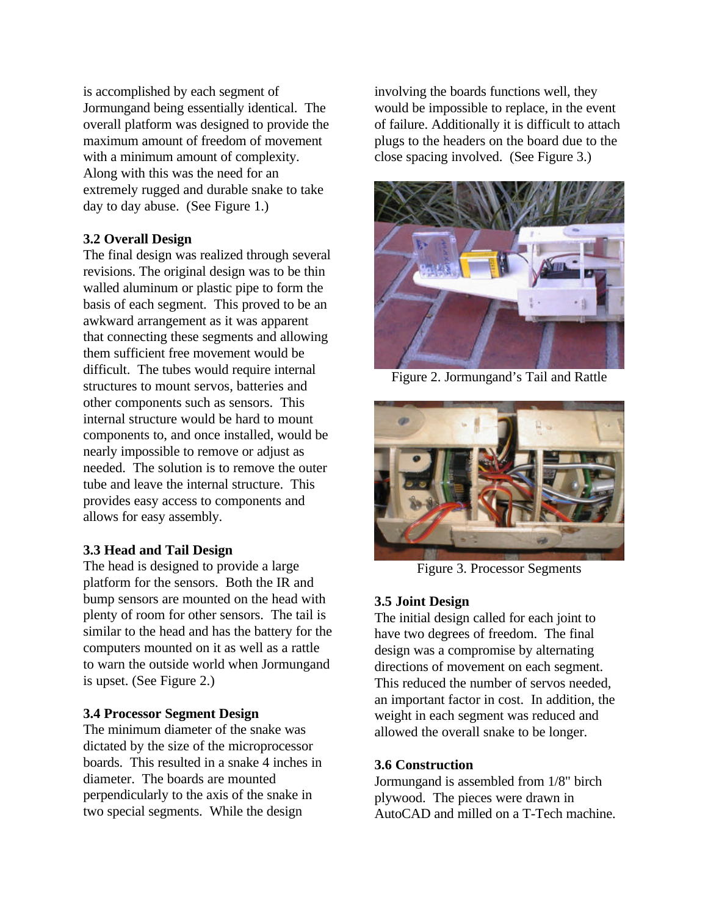is accomplished by each segment of Jormungand being essentially identical. The overall platform was designed to provide the maximum amount of freedom of movement with a minimum amount of complexity. Along with this was the need for an extremely rugged and durable snake to take day to day abuse. (See Figure 1.)

### 3.2 Overall Design

The final design was realized through several revisions. The original design was to be thin walled aluminum or plastic pipe to form the basis of each segment. This proved to be an awkward arrangement as it was apparent that connecting these segments and allowing them sufficient free movement would be difficult. The tubes would require internal structures to mount servos, batteries and other components such as sensors. This internal structure would be hard to mount components to, and once installed, would be nearly impossible to remove or adjust as needed. The solution is to remove the outer tube and leave the internal structure. This provides easy access to components and allows for easy assembly.

### 3.3 Head and Tail Design

The head is designed to provide a large platform for the sensors. Both the IR and bump sensors are mounted on the head with plenty of room for other sensors. The tail is similar to the head and has the battery for the computers mounted on it as well as a rattle to warn the outside world when Jormungand is upset. (See Figure 2.)

### 3.4 Processor Segment Design

The minimum diameter of the snake was dictated by the size of the microprocessor boards. This resulted in a snake 4 inches in diameter. The boards are mounted perpendicularly to the axis of the snake in two special segments. While the design involving the boards functions well, they would be impossible to replace, in the event of failure. Additionally it is difficult to attach plugs to the headers on the board due to the close spacing involved. (See Figure 3.)

Figure 2. Jormungand's Tail and Rattle

Figure 3. Processor Segments

### 3.5 Joint Design

The initial design called for each joint to have two degrees of freedom. The final design was a compromise by alternating directions of movement on each segment. This reduced the number of servos needed, an important factor in cost. In addition, the weight in each segment was reduced and allowed the overall snake to be longer.

### 3.6 Construction

Jormungand is assembled from 1/8" birch plywood. The pieces were drawn in AutoCAD and milled on a T-Tech machine.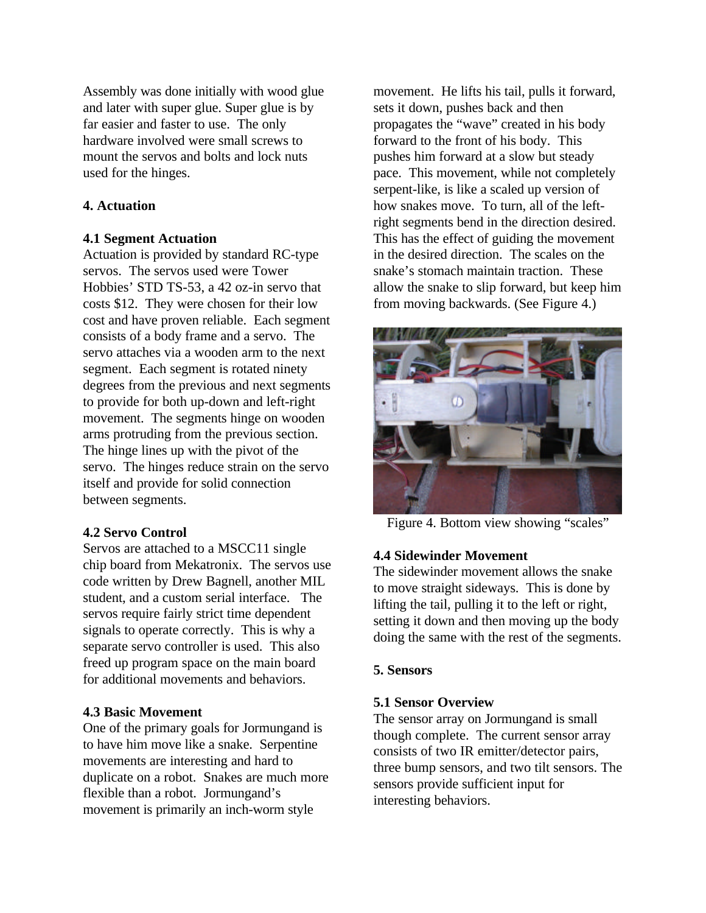Assembly was done initially with wood glue and later with super glue. Super glue is by far easier and faster to use. The only hardware involved were small screws to mount the servos and bolts and lock nuts used for the hinges.

## 4. Actuation

### 4.1 Segment Actuation

Actuation is provided by standard RC-type servos. The servos used were Tower Hobbies' STD TS-53, a 42 oz-in servo that costs $12. They were chosen for their low cost and have proven reliable. Each segment consists of a body frame and a servo. The servo attaches via a wooden arm to the next segment. Each segment is rotated ninety degrees from the previous and next segments to provide for both up-down and left-right movement. The segments hinge on wooden arms protruding from the previous section. The hinge lines up with the pivot of the servo. The hinges reduce strain on the servo itself and provide for solid connection between segments.

### 4.2 Servo Control

Servos are attached to a MSCC11 single chip board from Mekatronix. The servos use code written by Drew Bagnell, another MIL student, and a custom serial interface. The servos require fairly strict time dependent signals to operate correctly. This is why a separate servo controller is used. This also freed up program space on the main board for additional movements and behaviors.

### 4.3 Basic Movement

One of the primary goals for Jormungand is to have him move like a snake. Serpentine movements are interesting and hard to duplicate on a robot. Snakes are much more flexible than a robot. Jormungand's movement is primarily an inch-worm style movement. He lifts his tail, pulls it forward, sets it down, pushes back and then propagates the "wave" created in his body forward to the front of his body. This pushes him forward at a slow but steady pace. This movement, while not completely serpent-like, is like a scaled up version of how snakes move. To turn, all of the left-right segments bend in the direction desired. This has the effect of guiding the movement in the desired direction. The scales on the snake's stomach maintain traction. These allow the snake to slip forward, but keep him from moving backwards. (See Figure 4.)

Figure 4. Bottom view showing "scales"

### 4.4 Sidewinder Movement

The sidewinder movement allows the snake to move straight sideways. This is done by lifting the tail, pulling it to the left or right, setting it down and then moving up the body doing the same with the rest of the segments.

## 5. Sensors

### 5.1 Sensor Overview

The sensor array on Jormungand is small though complete. The current sensor array consists of two IR emitter/detector pairs, three bump sensors, and two tilt sensors. The sensors provide sufficient input for interesting behaviors.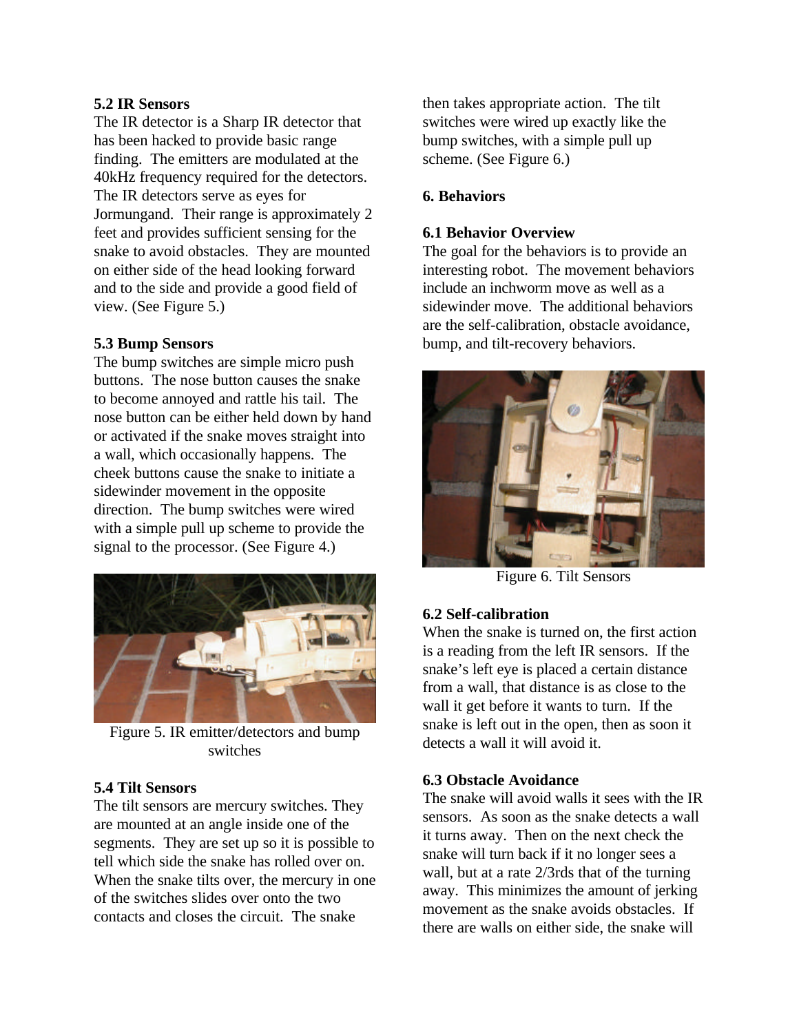### 5.2 IR Sensors

The IR detector is a Sharp IR detector that has been hacked to provide basic range finding. The emitters are modulated at the 40kHz frequency required for the detectors. The IR detectors serve as eyes for Jormungand. Their range is approximately 2 feet and provides sufficient sensing for the snake to avoid obstacles. They are mounted on either side of the head looking forward and to the side and provide a good field of view. (See Figure 5.)

### 5.3 Bump Sensors

The bump switches are simple micro push buttons. The nose button causes the snake to become annoyed and rattle his tail. The nose button can be either held down by hand or activated if the snake moves straight into a wall, which occasionally happens. The cheek buttons cause the snake to initiate a sidewinder movement in the opposite direction. The bump switches were wired with a simple pull up scheme to provide the signal to the processor. (See Figure 4.)

Figure 5. IR emitter/detectors and bump switches

### 5.4 Tilt Sensors

The tilt sensors are mercury switches. They are mounted at an angle inside one of the segments. They are set up so it is possible to tell which side the snake has rolled over on. When the snake tilts over, the mercury in one of the switches slides over onto the two contacts and closes the circuit. The snake then takes appropriate action. The tilt switches were wired up exactly like the bump switches, with a simple pull up scheme. (See Figure 6.)

## 6. Behaviors

### 6.1 Behavior Overview

The goal for the behaviors is to provide an interesting robot. The movement behaviors include an inchworm move as well as a sidewinder move. The additional behaviors are the self-calibration, obstacle avoidance, bump, and tilt-recovery behaviors.

Figure 6. Tilt Sensors

### 6.2 Self-calibration

When the snake is turned on, the first action is a reading from the left IR sensors. If the snake's left eye is placed a certain distance from a wall, that distance is as close to the wall it get before it wants to turn. If the snake is left out in the open, then as soon it detects a wall it will avoid it.

### 6.3 Obstacle Avoidance

The snake will avoid walls it sees with the IR sensors. As soon as the snake detects a wall it turns away. Then on the next check the snake will turn back if it no longer sees a wall, but at a rate 2/3rds that of the turning away. This minimizes the amount of jerking movement as the snake avoids obstacles. If there are walls on either side, the snake will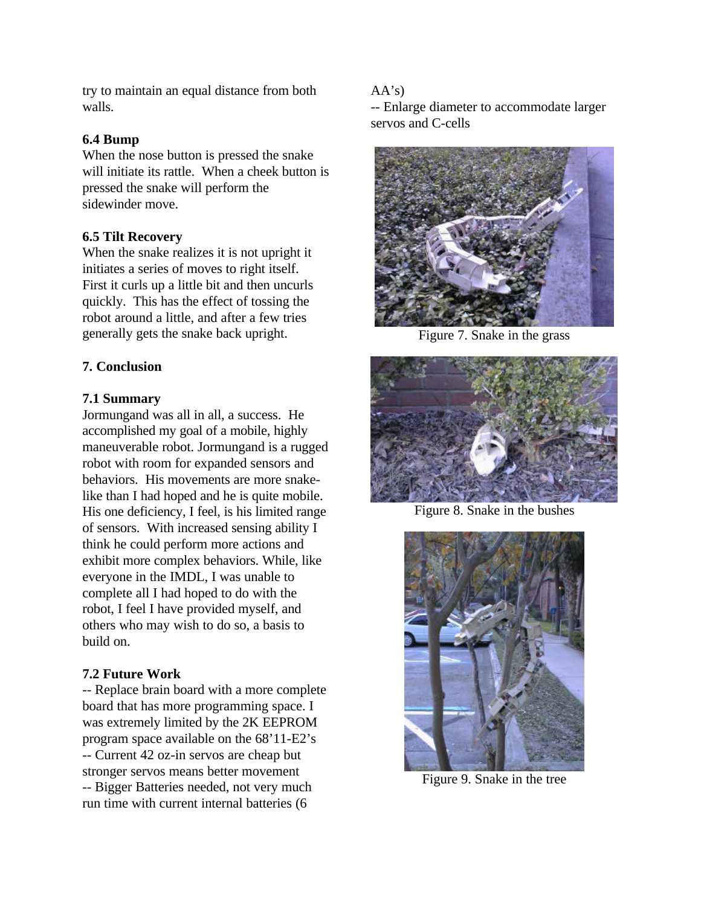try to maintain an equal distance from both walls.

### 6.4 Bump

When the nose button is pressed the snake will initiate its rattle. When a cheek button is pressed the snake will perform the sidewinder move.

### 6.5 Tilt Recovery

When the snake realizes it is not upright it initiates a series of moves to right itself. First it curls up a little bit and then uncurls quickly. This has the effect of tossing the robot around a little, and after a few tries generally gets the snake back upright.

## 7. Conclusion

### 7.1 Summary

Jormungand was all in all, a success. He accomplished my goal of a mobile, highly maneuverable robot. Jormungand is a rugged robot with room for expanded sensors and behaviors. His movements are more snake-like than I had hoped and he is quite mobile. His one deficiency, I feel, is his limited range of sensors. With increased sensing ability I think he could perform more actions and exhibit more complex behaviors. While, like everyone in the IMDL, I was unable to complete all I had hoped to do with the robot, I feel I have provided myself, and others who may wish to do so, a basis to build on.

### 7.2 Future Work

-- Replace brain board with a more complete board that has more programming space. I was extremely limited by the 2K EEPROM program space available on the 68'11-E2's
-- Current 42 oz-in servos are cheap but stronger servos means better movement
-- Bigger Batteries needed, not very much run time with current internal batteries (6 AA's)
-- Enlarge diameter to accommodate larger servos and C-cells

Figure 7. Snake in the grass

Figure 8. Snake in the bushes

Figure 9. Snake in the tree